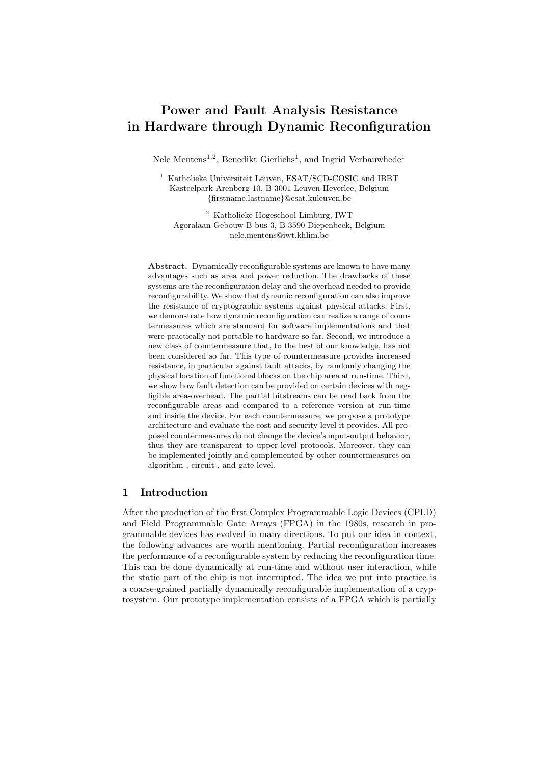# Power and Fault Analysis Resistance in Hardware through Dynamic Reconfiguration

Nele Mentens[1,2], Benedikt Gierlichs[1], and Ingrid Verbauwhede[1]

[1] Katholieke Universiteit Leuven, ESAT/SCD-COSIC and IBBT
Kasteelpark Arenberg 10, B-3001 Leuven-Heverlee, Belgium
{firstname.lastname}@esat.kuleuven.be

[2] Katholieke Hogeschool Limburg, IWT
Agoralaan Gebouw B bus 3, B-3590 Diepenbeek, Belgium
nele.mentens@iwt.khlim.be

**Abstract.** Dynamically reconfigurable systems are known to have many advantages such as area and power reduction. The drawbacks of these systems are the reconfiguration delay and the overhead needed to provide reconfigurability. We show that dynamic reconfiguration can also improve the resistance of cryptographic systems against physical attacks. First, we demonstrate how dynamic reconfiguration can realize a range of countermeasures which are standard for software implementations and that were practically not portable to hardware so far. Second, we introduce a new class of countermeasure that, to the best of our knowledge, has not been considered so far. This type of countermeasure provides increased resistance, in particular against fault attacks, by randomly changing the physical location of functional blocks on the chip area at run-time. Third, we show how fault detection can be provided on certain devices with negligible area-overhead. The partial bitstreams can be read back from the reconfigurable areas and compared to a reference version at run-time and inside the device. For each countermeasure, we propose a prototype architecture and evaluate the cost and security level it provides. All proposed countermeasures do not change the device's input-output behavior, thus they are transparent to upper-level protocols. Moreover, they can be implemented jointly and complemented by other countermeasures on algorithm-, circuit-, and gate-level.

## 1 Introduction

After the production of the first Complex Programmable Logic Devices (CPLD) and Field Programmable Gate Arrays (FPGA) in the 1980s, research in programmable devices has evolved in many directions. To put our idea in context, the following advances are worth mentioning. Partial reconfiguration increases the performance of a reconfigurable system by reducing the reconfiguration time. This can be done dynamically at run-time and without user interaction, while the static part of the chip is not interrupted. The idea we put into practice is a coarse-grained partially dynamically reconfigurable implementation of a cryptosystem. Our prototype implementation consists of a FPGA which is partially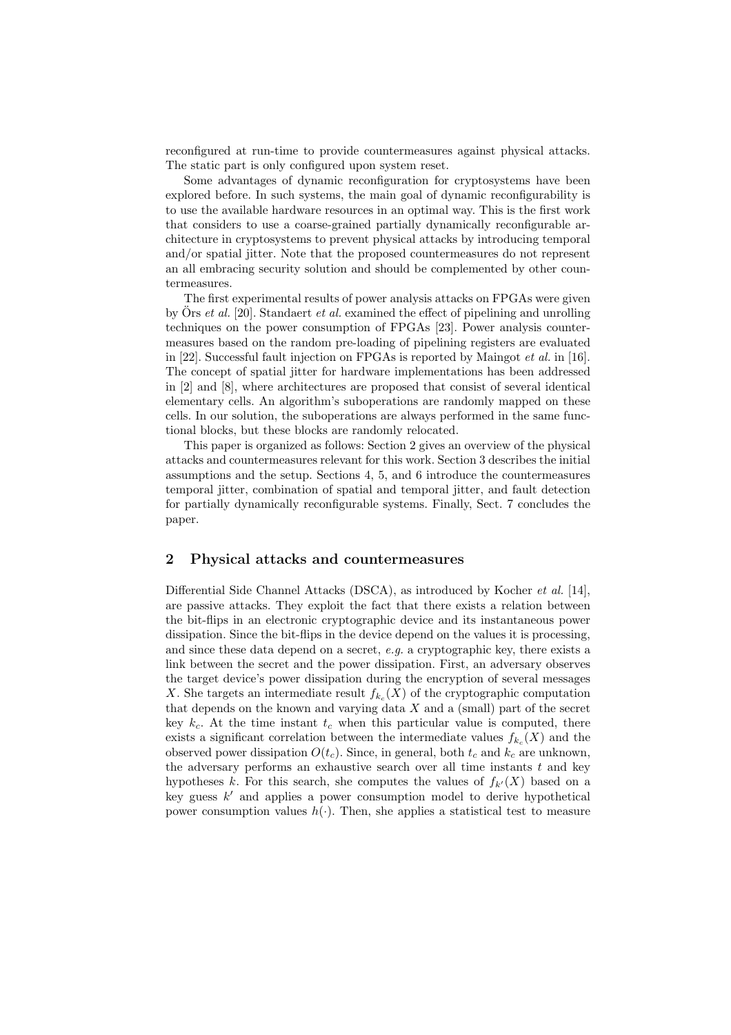reconfigured at run-time to provide countermeasures against physical attacks. The static part is only configured upon system reset.

Some advantages of dynamic reconfiguration for cryptosystems have been explored before. In such systems, the main goal of dynamic reconfigurability is to use the available hardware resources in an optimal way. This is the first work that considers to use a coarse-grained partially dynamically reconfigurable architecture in cryptosystems to prevent physical attacks by introducing temporal and/or spatial jitter. Note that the proposed countermeasures do not represent an all embracing security solution and should be complemented by other countermeasures.

The first experimental results of power analysis attacks on FPGAs were given by Örs *et al.* [20]. Standaert *et al.* examined the effect of pipelining and unrolling techniques on the power consumption of FPGAs [23]. Power analysis countermeasures based on the random pre-loading of pipelining registers are evaluated in [22]. Successful fault injection on FPGAs is reported by Maingot *et al.* in [16]. The concept of spatial jitter for hardware implementations has been addressed in [2] and [8], where architectures are proposed that consist of several identical elementary cells. An algorithm's suboperations are randomly mapped on these cells. In our solution, the suboperations are always performed in the same functional blocks, but these blocks are randomly relocated.

This paper is organized as follows: Section 2 gives an overview of the physical attacks and countermeasures relevant for this work. Section 3 describes the initial assumptions and the setup. Sections 4, 5, and 6 introduce the countermeasures temporal jitter, combination of spatial and temporal jitter, and fault detection for partially dynamically reconfigurable systems. Finally, Sect. 7 concludes the paper.

## 2 Physical attacks and countermeasures

Differential Side Channel Attacks (DSCA), as introduced by Kocher *et al.* [14], are passive attacks. They exploit the fact that there exists a relation between the bit-flips in an electronic cryptographic device and its instantaneous power dissipation. Since the bit-flips in the device depend on the values it is processing, and since these data depend on a secret, *e.g.* a cryptographic key, there exists a link between the secret and the power dissipation. First, an adversary observes the target device's power dissipation during the encryption of several messages $X$. She targets an intermediate result $f_{k_c}(X)$ of the cryptographic computation that depends on the known and varying data $X$ and a (small) part of the secret key $k_c$. At the time instant $t_c$ when this particular value is computed, there exists a significant correlation between the intermediate values $f_{k_c}(X)$ and the observed power dissipation $O(t_c)$. Since, in general, both $t_c$ and $k_c$ are unknown, the adversary performs an exhaustive search over all time instants $t$ and key hypotheses $k$. For this search, she computes the values of $f_{k'}(X)$ based on a key guess $k'$ and applies a power consumption model to derive hypothetical power consumption values $h(\cdot)$. Then, she applies a statistical test to measure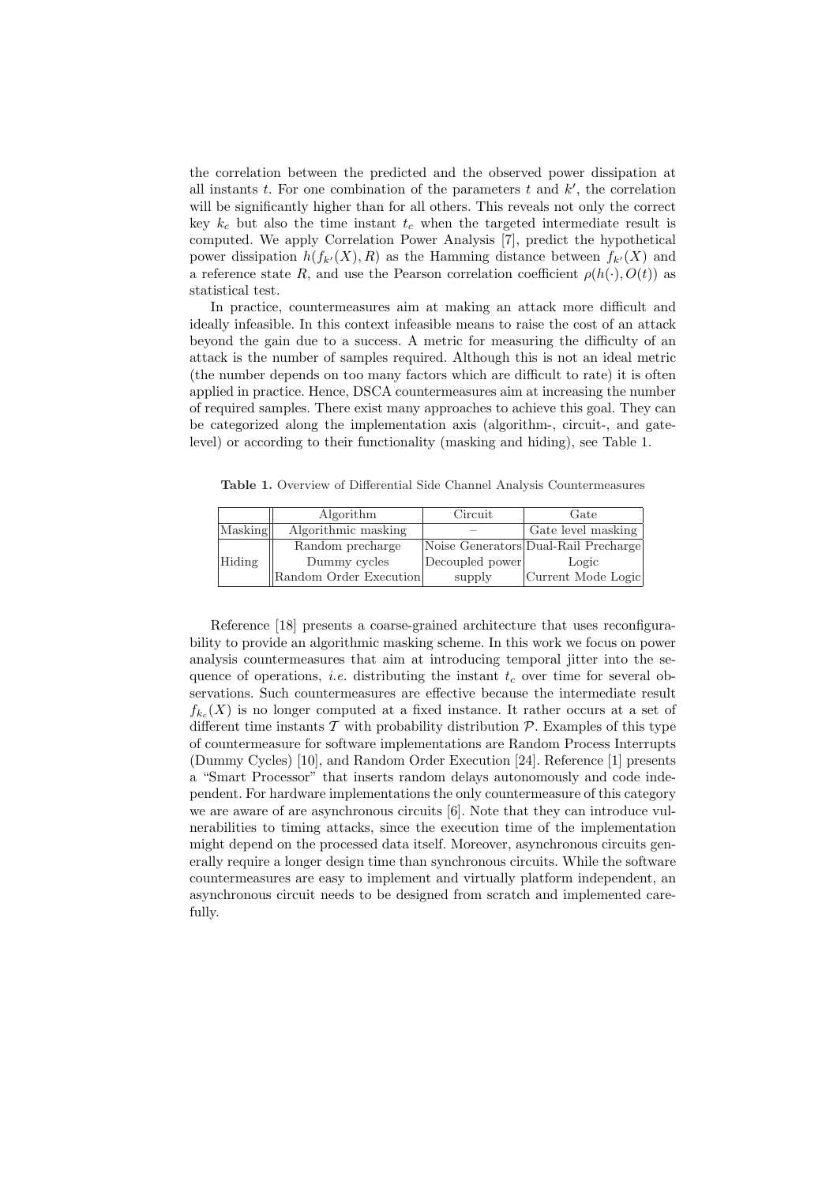the correlation between the predicted and the observed power dissipation at all instants $t$. For one combination of the parameters $t$ and $k'$, the correlation will be significantly higher than for all others. This reveals not only the correct key $k_c$ but also the time instant $t_c$ when the targeted intermediate result is computed. We apply Correlation Power Analysis [7], predict the hypothetical power dissipation $h(f_{k'}(X), R)$ as the Hamming distance between $f_{k'}(X)$ and a reference state $R$, and use the Pearson correlation coefficient $\rho(h(\cdot), O(t))$ as statistical test.

In practice, countermeasures aim at making an attack more difficult and ideally infeasible. In this context infeasible means to raise the cost of an attack beyond the gain due to a success. A metric for measuring the difficulty of an attack is the number of samples required. Although this is not an ideal metric (the number depends on too many factors which are difficult to rate) it is often applied in practice. Hence, DSCA countermeasures aim at increasing the number of required samples. There exist many approaches to achieve this goal. They can be categorized along the implementation axis (algorithm-, circuit-, and gate-level) or according to their functionality (masking and hiding), see Table 1.

**Table 1.** Overview of Differential Side Channel Analysis Countermeasures

| | Algorithm | Circuit | Gate |
|---|---|---|---|
| Masking | Algorithmic masking | – | Gate level masking |
| Hiding | Random precharge<br>Dummy cycles<br>Random Order Execution | Noise Generators<br>Decoupled power supply | Dual-Rail Precharge Logic<br>Current Mode Logic |

Reference [18] presents a coarse-grained architecture that uses reconfigurability to provide an algorithmic masking scheme. In this work we focus on power analysis countermeasures that aim at introducing temporal jitter into the sequence of operations, *i.e.* distributing the instant $t_c$ over time for several observations. Such countermeasures are effective because the intermediate result $f_{k_c}(X)$ is no longer computed at a fixed instance. It rather occurs at a set of different time instants $\mathcal{T}$ with probability distribution $\mathcal{P}$. Examples of this type of countermeasure for software implementations are Random Process Interrupts (Dummy Cycles) [10], and Random Order Execution [24]. Reference [1] presents a "Smart Processor" that inserts random delays autonomously and code independent. For hardware implementations the only countermeasure of this category we are aware of are asynchronous circuits [6]. Note that they can introduce vulnerabilities to timing attacks, since the execution time of the implementation might depend on the processed data itself. Moreover, asynchronous circuits generally require a longer design time than synchronous circuits. While the software countermeasures are easy to implement and virtually platform independent, an asynchronous circuit needs to be designed from scratch and implemented carefully.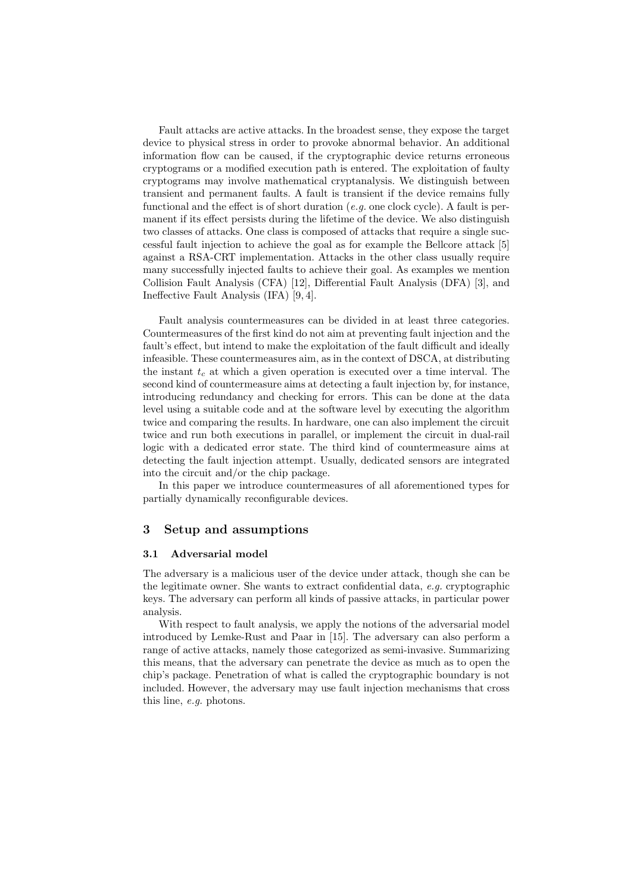Fault attacks are active attacks. In the broadest sense, they expose the target device to physical stress in order to provoke abnormal behavior. An additional information flow can be caused, if the cryptographic device returns erroneous cryptograms or a modified execution path is entered. The exploitation of faulty cryptograms may involve mathematical cryptanalysis. We distinguish between transient and permanent faults. A fault is transient if the device remains fully functional and the effect is of short duration (*e.g.* one clock cycle). A fault is permanent if its effect persists during the lifetime of the device. We also distinguish two classes of attacks. One class is composed of attacks that require a single successful fault injection to achieve the goal as for example the Bellcore attack [5] against a RSA-CRT implementation. Attacks in the other class usually require many successfully injected faults to achieve their goal. As examples we mention Collision Fault Analysis (CFA) [12], Differential Fault Analysis (DFA) [3], and Ineffective Fault Analysis (IFA) [9, 4].

Fault analysis countermeasures can be divided in at least three categories. Countermeasures of the first kind do not aim at preventing fault injection and the fault's effect, but intend to make the exploitation of the fault difficult and ideally infeasible. These countermeasures aim, as in the context of DSCA, at distributing the instant $t_c$ at which a given operation is executed over a time interval. The second kind of countermeasure aims at detecting a fault injection by, for instance, introducing redundancy and checking for errors. This can be done at the data level using a suitable code and at the software level by executing the algorithm twice and comparing the results. In hardware, one can also implement the circuit twice and run both executions in parallel, or implement the circuit in dual-rail logic with a dedicated error state. The third kind of countermeasure aims at detecting the fault injection attempt. Usually, dedicated sensors are integrated into the circuit and/or the chip package.

In this paper we introduce countermeasures of all aforementioned types for partially dynamically reconfigurable devices.

## 3 Setup and assumptions

### 3.1 Adversarial model

The adversary is a malicious user of the device under attack, though she can be the legitimate owner. She wants to extract confidential data, *e.g.* cryptographic keys. The adversary can perform all kinds of passive attacks, in particular power analysis.

With respect to fault analysis, we apply the notions of the adversarial model introduced by Lemke-Rust and Paar in [15]. The adversary can also perform a range of active attacks, namely those categorized as semi-invasive. Summarizing this means, that the adversary can penetrate the device as much as to open the chip's package. Penetration of what is called the cryptographic boundary is not included. However, the adversary may use fault injection mechanisms that cross this line, *e.g.* photons.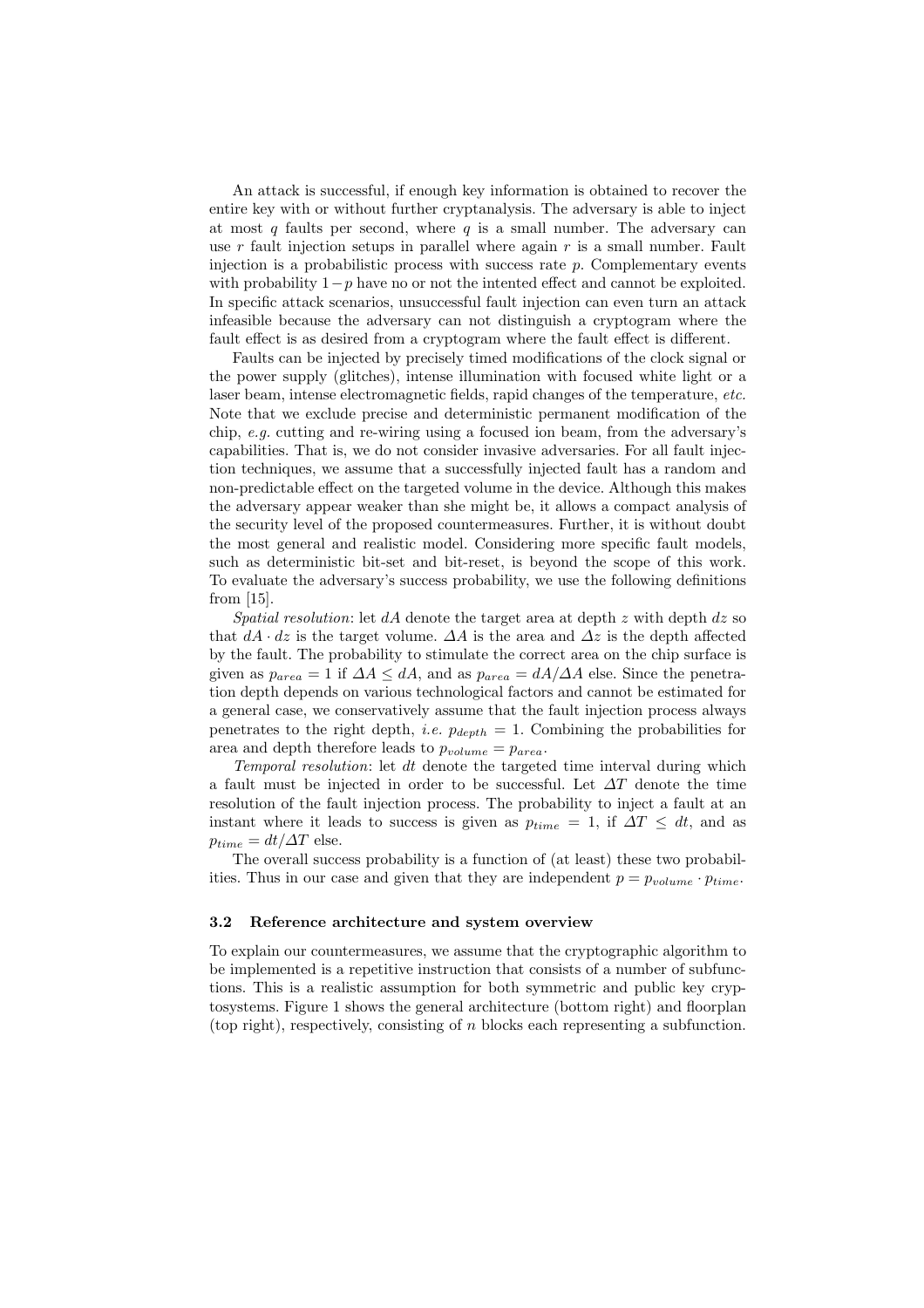An attack is successful, if enough key information is obtained to recover the entire key with or without further cryptanalysis. The adversary is able to inject at most $q$ faults per second, where $q$ is a small number. The adversary can use $r$ fault injection setups in parallel where again $r$ is a small number. Fault injection is a probabilistic process with success rate $p$. Complementary events with probability $1-p$ have no or not the intented effect and cannot be exploited. In specific attack scenarios, unsuccessful fault injection can even turn an attack infeasible because the adversary can not distinguish a cryptogram where the fault effect is as desired from a cryptogram where the fault effect is different.

Faults can be injected by precisely timed modifications of the clock signal or the power supply (glitches), intense illumination with focused white light or a laser beam, intense electromagnetic fields, rapid changes of the temperature, *etc.* Note that we exclude precise and deterministic permanent modification of the chip, *e.g.* cutting and re-wiring using a focused ion beam, from the adversary's capabilities. That is, we do not consider invasive adversaries. For all fault injection techniques, we assume that a successfully injected fault has a random and non-predictable effect on the targeted volume in the device. Although this makes the adversary appear weaker than she might be, it allows a compact analysis of the security level of the proposed countermeasures. Further, it is without doubt the most general and realistic model. Considering more specific fault models, such as deterministic bit-set and bit-reset, is beyond the scope of this work. To evaluate the adversary's success probability, we use the following definitions from [15].

*Spatial resolution*: let $dA$ denote the target area at depth $z$ with depth $dz$ so that $dA \cdot dz$ is the target volume. $\Delta A$ is the area and $\Delta z$ is the depth affected by the fault. The probability to stimulate the correct area on the chip surface is given as $p_{area} = 1$ if $\Delta A \leq dA$, and as $p_{area} = dA/\Delta A$ else. Since the penetration depth depends on various technological factors and cannot be estimated for a general case, we conservatively assume that the fault injection process always penetrates to the right depth, *i.e.* $p_{depth} = 1$. Combining the probabilities for area and depth therefore leads to $p_{volume} = p_{area}$.

*Temporal resolution*: let $dt$ denote the targeted time interval during which a fault must be injected in order to be successful. Let $\Delta T$ denote the time resolution of the fault injection process. The probability to inject a fault at an instant where it leads to success is given as $p_{time} = 1$, if $\Delta T \leq dt$, and as $p_{time} = dt/\Delta T$ else.

The overall success probability is a function of (at least) these two probabilities. Thus in our case and given that they are independent $p = p_{volume} \cdot p_{time}$.

### 3.2 Reference architecture and system overview

To explain our countermeasures, we assume that the cryptographic algorithm to be implemented is a repetitive instruction that consists of a number of subfunctions. This is a realistic assumption for both symmetric and public key cryptosystems. Figure 1 shows the general architecture (bottom right) and floorplan (top right), respectively, consisting of $n$ blocks each representing a subfunction.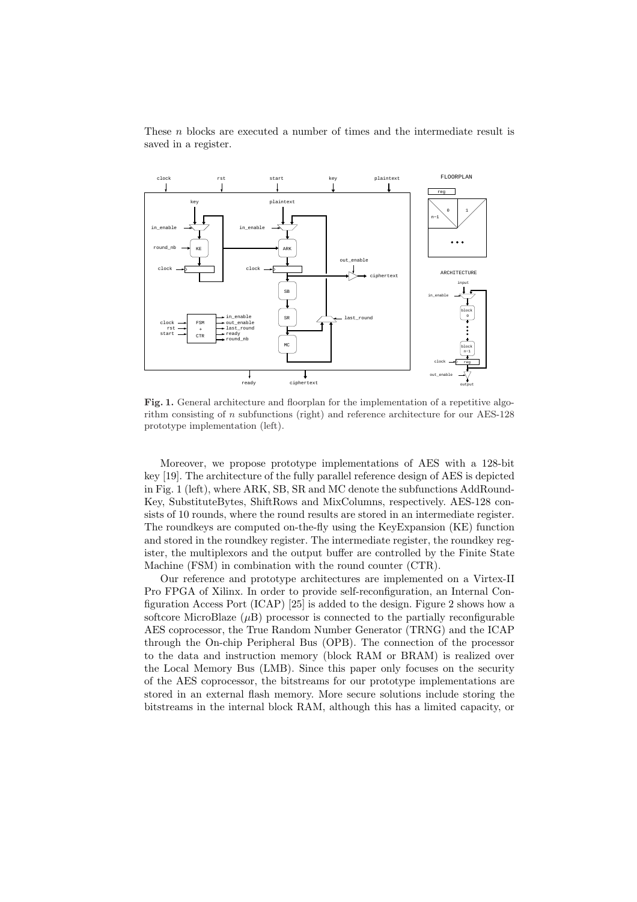These $n$ blocks are executed a number of times and the intermediate result is saved in a register.

**Fig. 1.** General architecture and floorplan for the implementation of a repetitive algorithm consisting of $n$ subfunctions (right) and reference architecture for our AES-128 prototype implementation (left).

Moreover, we propose prototype implementations of AES with a 128-bit key [19]. The architecture of the fully parallel reference design of AES is depicted in Fig. 1 (left), where ARK, SB, SR and MC denote the subfunctions AddRoundKey, SubstituteBytes, ShiftRows and MixColumns, respectively. AES-128 consists of 10 rounds, where the round results are stored in an intermediate register. The roundkeys are computed on-the-fly using the KeyExpansion (KE) function and stored in the roundkey register. The intermediate register, the roundkey register, the multiplexors and the output buffer are controlled by the Finite State Machine (FSM) in combination with the round counter (CTR).

Our reference and prototype architectures are implemented on a Virtex-II Pro FPGA of Xilinx. In order to provide self-reconfiguration, an Internal Configuration Access Port (ICAP) [25] is added to the design. Figure 2 shows how a softcore MicroBlaze ($\mu$B) processor is connected to the partially reconfigurable AES coprocessor, the True Random Number Generator (TRNG) and the ICAP through the On-chip Peripheral Bus (OPB). The connection of the processor to the data and instruction memory (block RAM or BRAM) is realized over the Local Memory Bus (LMB). Since this paper only focuses on the security of the AES coprocessor, the bitstreams for our prototype implementations are stored in an external flash memory. More secure solutions include storing the bitstreams in the internal block RAM, although this has a limited capacity, or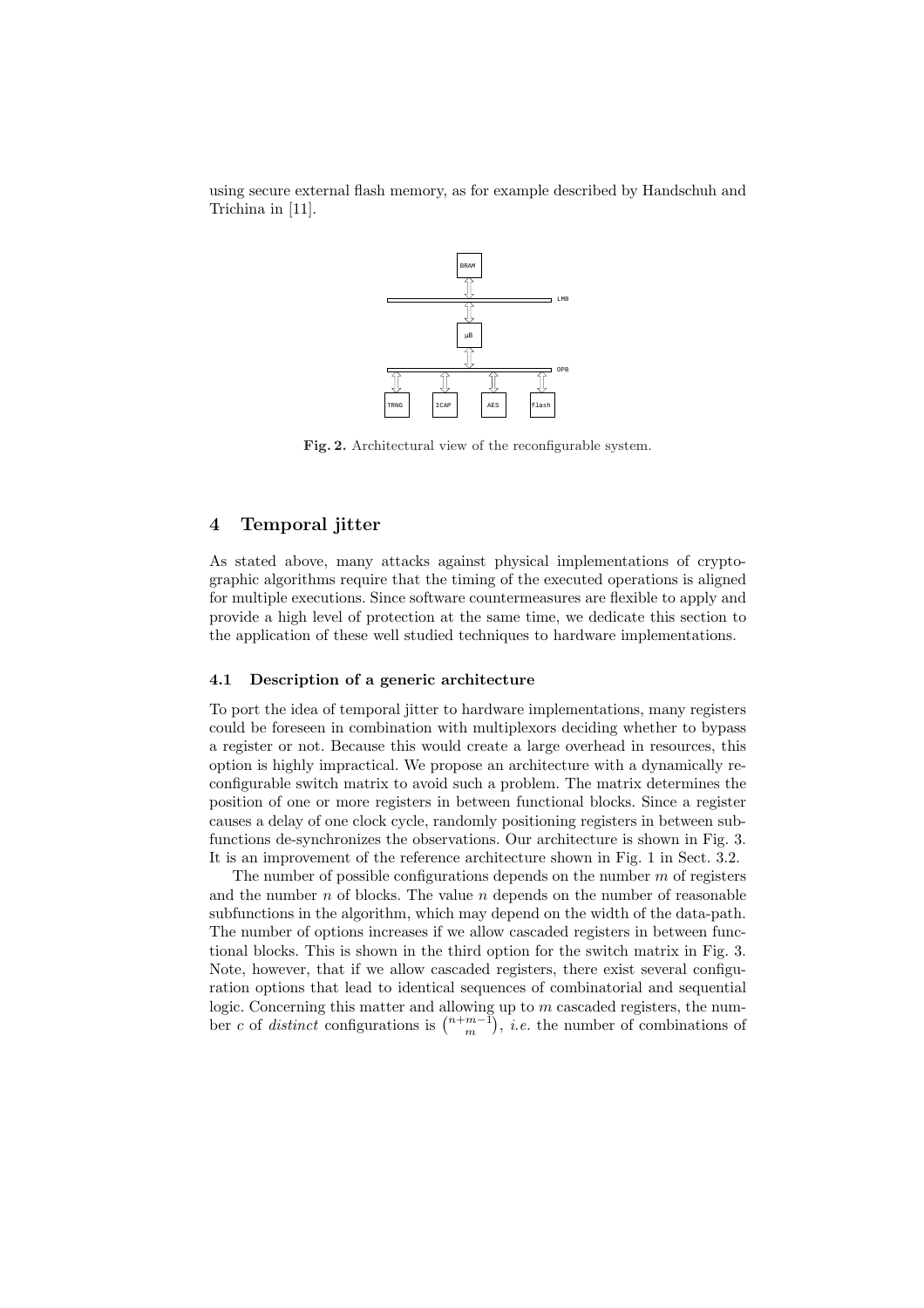using secure external flash memory, as for example described by Handschuh and Trichina in [11].

Fig. 2. Architectural view of the reconfigurable system.

## 4 Temporal jitter

As stated above, many attacks against physical implementations of cryptographic algorithms require that the timing of the executed operations is aligned for multiple executions. Since software countermeasures are flexible to apply and provide a high level of protection at the same time, we dedicate this section to the application of these well studied techniques to hardware implementations.

### 4.1 Description of a generic architecture

To port the idea of temporal jitter to hardware implementations, many registers could be foreseen in combination with multiplexors deciding whether to bypass a register or not. Because this would create a large overhead in resources, this option is highly impractical. We propose an architecture with a dynamically reconfigurable switch matrix to avoid such a problem. The matrix determines the position of one or more registers in between functional blocks. Since a register causes a delay of one clock cycle, randomly positioning registers in between subfunctions de-synchronizes the observations. Our architecture is shown in Fig. 3. It is an improvement of the reference architecture shown in Fig. 1 in Sect. 3.2.

The number of possible configurations depends on the number $m$ of registers and the number $n$ of blocks. The value $n$ depends on the number of reasonable subfunctions in the algorithm, which may depend on the width of the data-path. The number of options increases if we allow cascaded registers in between functional blocks. This is shown in the third option for the switch matrix in Fig. 3. Note, however, that if we allow cascaded registers, there exist several configuration options that lead to identical sequences of combinatorial and sequential logic. Concerning this matter and allowing up to $m$ cascaded registers, the number $c$ of *distinct* configurations is $\binom{n+m-1}{m}$, *i.e.* the number of combinations of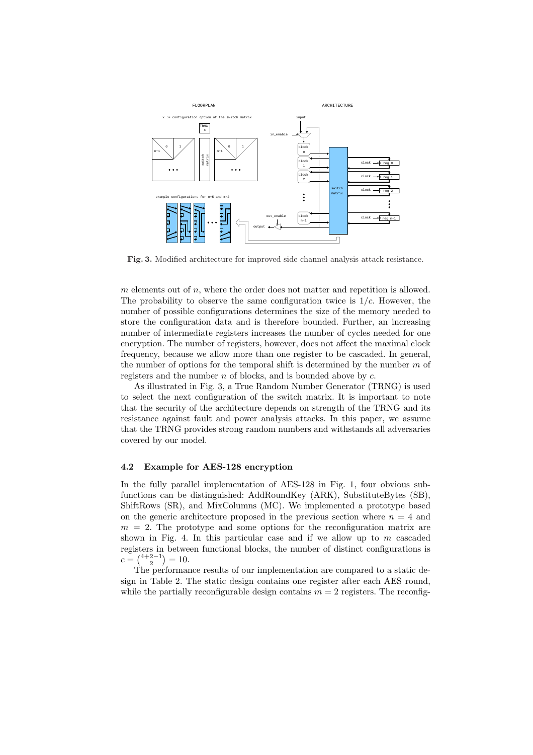**Fig. 3.** Modified architecture for improved side channel analysis attack resistance.

$m$ elements out of $n$, where the order does not matter and repetition is allowed. The probability to observe the same configuration twice is $1/c$. However, the number of possible configurations determines the size of the memory needed to store the configuration data and is therefore bounded. Further, an increasing number of intermediate registers increases the number of cycles needed for one encryption. The number of registers, however, does not affect the maximal clock frequency, because we allow more than one register to be cascaded. In general, the number of options for the temporal shift is determined by the number $m$ of registers and the number $n$ of blocks, and is bounded above by $c$.

As illustrated in Fig. 3, a True Random Number Generator (TRNG) is used to select the next configuration of the switch matrix. It is important to note that the security of the architecture depends on strength of the TRNG and its resistance against fault and power analysis attacks. In this paper, we assume that the TRNG provides strong random numbers and withstands all adversaries covered by our model.

### 4.2 Example for AES-128 encryption

In the fully parallel implementation of AES-128 in Fig. 1, four obvious subfunctions can be distinguished: AddRoundKey (ARK), SubstituteBytes (SB), ShiftRows (SR), and MixColumns (MC). We implemented a prototype based on the generic architecture proposed in the previous section where $n = 4$ and $m = 2$. The prototype and some options for the reconfiguration matrix are shown in Fig. 4. In this particular case and if we allow up to $m$ cascaded registers in between functional blocks, the number of distinct configurations is $c = \binom{4+2-1}{2} = 10$.

The performance results of our implementation are compared to a static design in Table 2. The static design contains one register after each AES round, while the partially reconfigurable design contains $m = 2$ registers. The reconfig-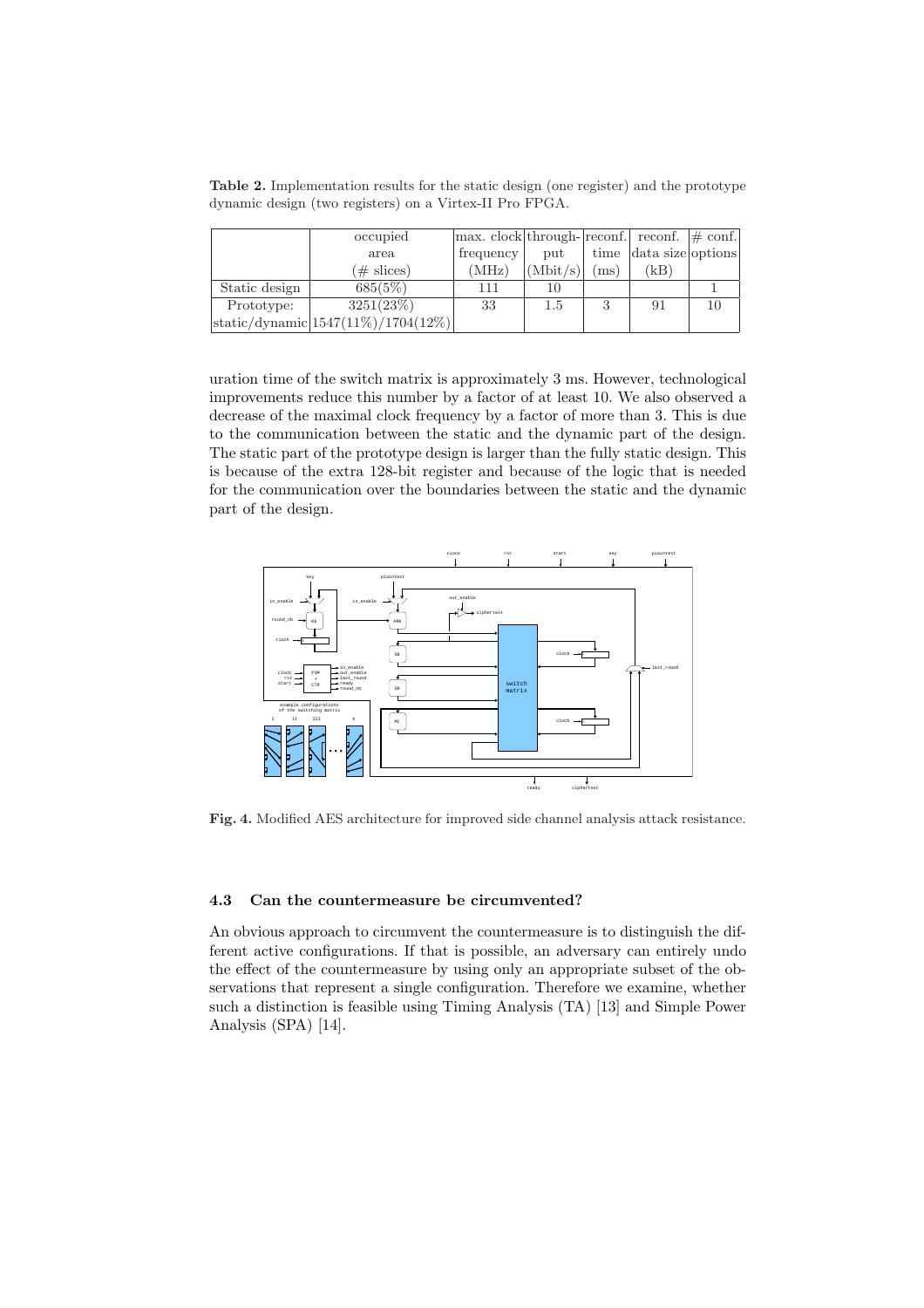**Table 2.** Implementation results for the static design (one register) and the prototype dynamic design (two registers) on a Virtex-II Pro FPGA.

| | occupied area (# slices) | max. clock frequency (MHz) | through-put (Mbit/s) | reconf. time (ms) | reconf. data size (kB) | # conf. options |
|---|---|---|---|---|---|---|
| Static design | 685(5%) | 111 | 10 | | | 1 |
| Prototype: static/dynamic | 3251(23%) 1547(11%)/1704(12%) | 33 | 1.5 | 3 | 91 | 10 |

uration time of the switch matrix is approximately 3 ms. However, technological improvements reduce this number by a factor of at least 10. We also observed a decrease of the maximal clock frequency by a factor of more than 3. This is due to the communication between the static and the dynamic part of the design. The static part of the prototype design is larger than the fully static design. This is because of the extra 128-bit register and because of the logic that is needed for the communication over the boundaries between the static and the dynamic part of the design.

**Fig. 4.** Modified AES architecture for improved side channel analysis attack resistance.

### 4.3 Can the countermeasure be circumvented?

An obvious approach to circumvent the countermeasure is to distinguish the different active configurations. If that is possible, an adversary can entirely undo the effect of the countermeasure by using only an appropriate subset of the observations that represent a single configuration. Therefore we examine, whether such a distinction is feasible using Timing Analysis (TA) [13] and Simple Power Analysis (SPA) [14].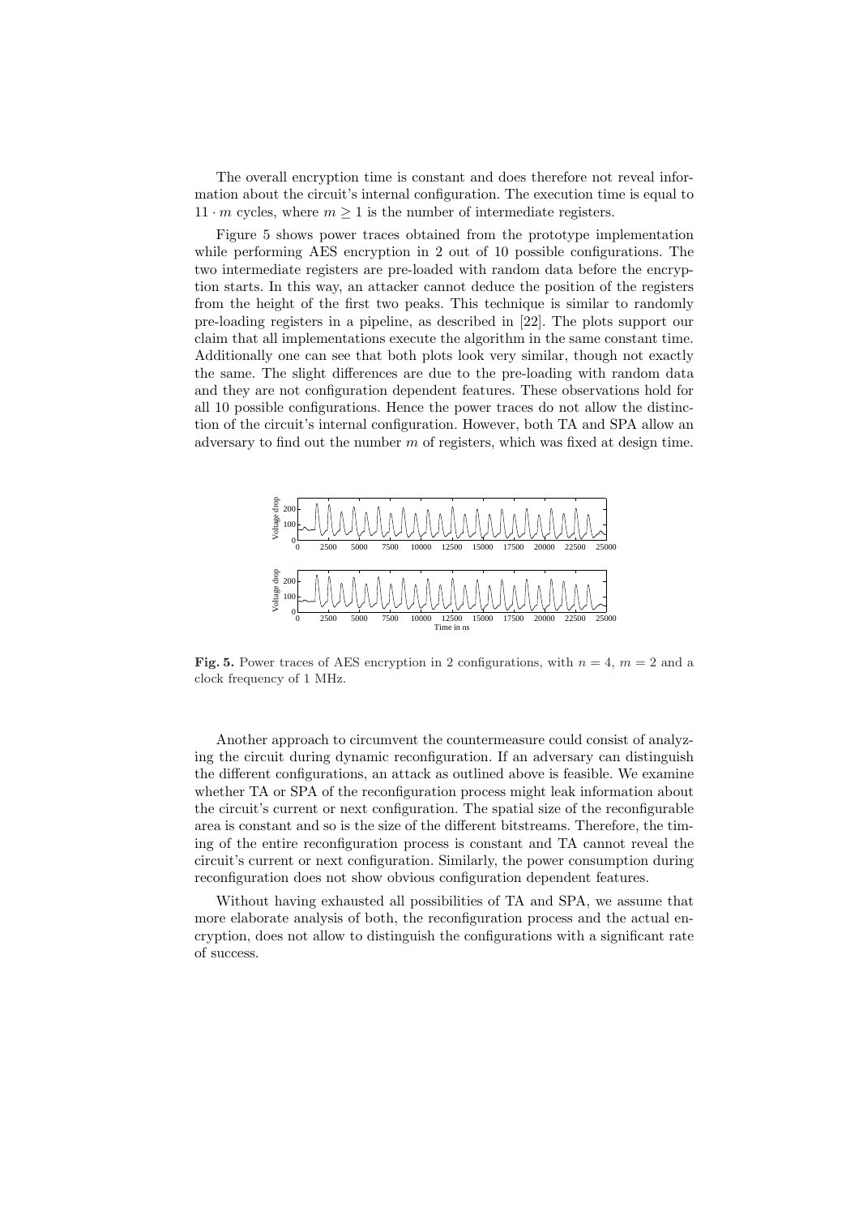The overall encryption time is constant and does therefore not reveal information about the circuit's internal configuration. The execution time is equal to $11 \cdot m$ cycles, where $m \geq 1$ is the number of intermediate registers.

Figure 5 shows power traces obtained from the prototype implementation while performing AES encryption in 2 out of 10 possible configurations. The two intermediate registers are pre-loaded with random data before the encryption starts. In this way, an attacker cannot deduce the position of the registers from the height of the first two peaks. This technique is similar to randomly pre-loading registers in a pipeline, as described in [22]. The plots support our claim that all implementations execute the algorithm in the same constant time. Additionally one can see that both plots look very similar, though not exactly the same. The slight differences are due to the pre-loading with random data and they are not configuration dependent features. These observations hold for all 10 possible configurations. Hence the power traces do not allow the distinction of the circuit's internal configuration. However, both TA and SPA allow an adversary to find out the number $m$ of registers, which was fixed at design time.

**Fig. 5.** Power traces of AES encryption in 2 configurations, with $n = 4$, $m = 2$ and a clock frequency of 1 MHz.

Another approach to circumvent the countermeasure could consist of analyzing the circuit during dynamic reconfiguration. If an adversary can distinguish the different configurations, an attack as outlined above is feasible. We examine whether TA or SPA of the reconfiguration process might leak information about the circuit's current or next configuration. The spatial size of the reconfigurable area is constant and so is the size of the different bitstreams. Therefore, the timing of the entire reconfiguration process is constant and TA cannot reveal the circuit's current or next configuration. Similarly, the power consumption during reconfiguration does not show obvious configuration dependent features.

Without having exhausted all possibilities of TA and SPA, we assume that more elaborate analysis of both, the reconfiguration process and the actual encryption, does not allow to distinguish the configurations with a significant rate of success.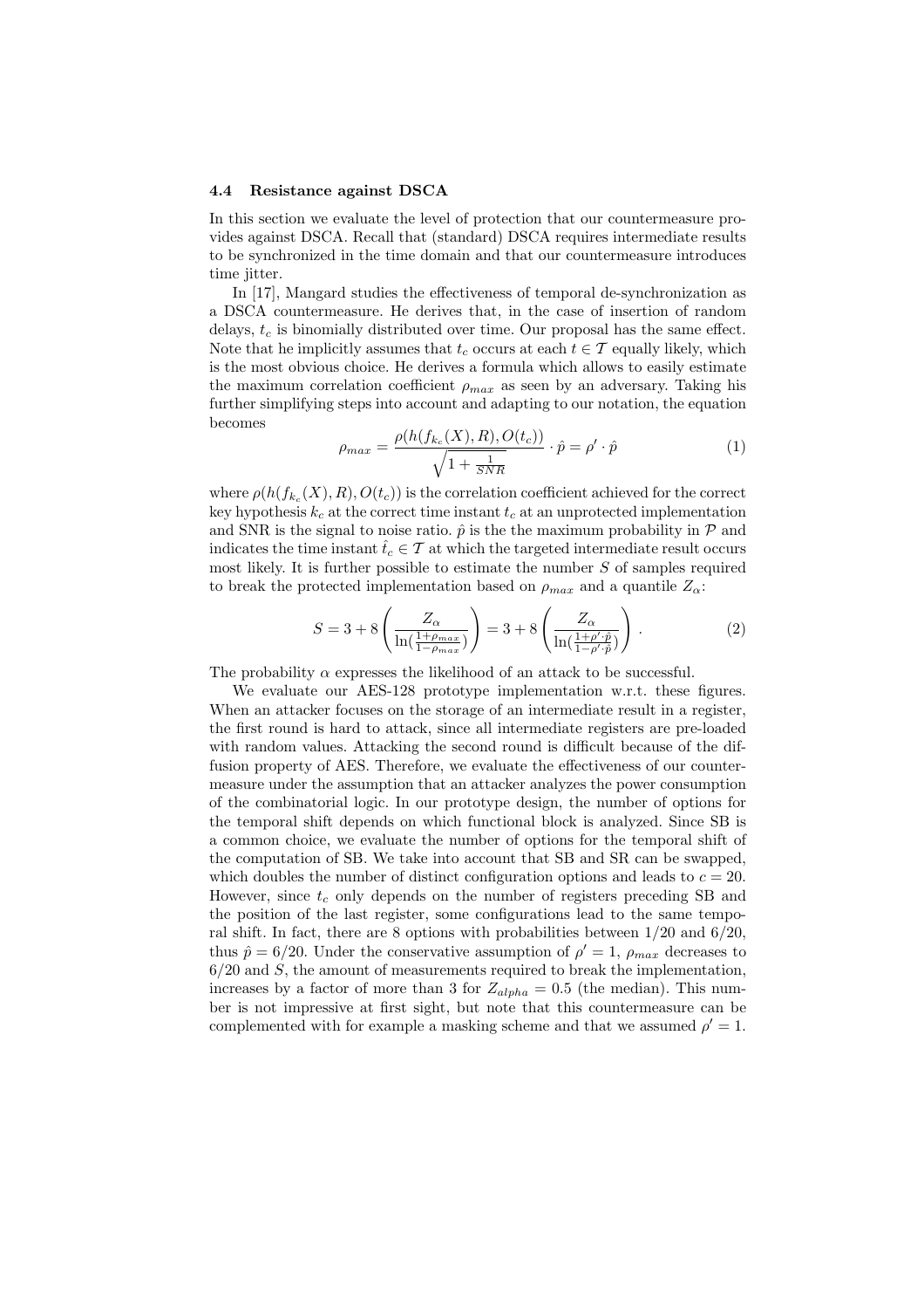### 4.4 Resistance against DSCA

In this section we evaluate the level of protection that our countermeasure provides against DSCA. Recall that (standard) DSCA requires intermediate results to be synchronized in the time domain and that our countermeasure introduces time jitter.

In [17], Mangard studies the effectiveness of temporal de-synchronization as a DSCA countermeasure. He derives that, in the case of insertion of random delays, $t_c$ is binomially distributed over time. Our proposal has the same effect. Note that he implicitly assumes that $t_c$ occurs at each $t \in \mathcal{T}$ equally likely, which is the most obvious choice. He derives a formula which allows to easily estimate the maximum correlation coefficient $\rho_{max}$ as seen by an adversary. Taking his further simplifying steps into account and adapting to our notation, the equation becomes

$$\rho_{max} = \frac{\rho(h(f_{k_c}(X), R), O(t_c))}{\sqrt{1 + \frac{1}{SNR}}} \cdot \hat{p} = \rho' \cdot \hat{p} \tag{1}$$

where $\rho(h(f_{k_c}(X), R), O(t_c))$ is the correlation coefficient achieved for the correct key hypothesis $k_c$ at the correct time instant $t_c$ at an unprotected implementation and SNR is the signal to noise ratio. $\hat{p}$ is the the maximum probability in $\mathcal{P}$ and indicates the time instant $\hat{t}_c \in \mathcal{T}$ at which the targeted intermediate result occurs most likely. It is further possible to estimate the number $S$ of samples required to break the protected implementation based on $\rho_{max}$ and a quantile $Z_\alpha$:

$$S = 3 + 8\left(\frac{Z_\alpha}{\ln(\frac{1+\rho_{max}}{1-\rho_{max}})}\right) = 3 + 8\left(\frac{Z_\alpha}{\ln(\frac{1+\rho' \cdot \hat{p}}{1-\rho' \cdot \hat{p}})}\right) . \tag{2}$$

The probability $\alpha$ expresses the likelihood of an attack to be successful.

We evaluate our AES-128 prototype implementation w.r.t. these figures. When an attacker focuses on the storage of an intermediate result in a register, the first round is hard to attack, since all intermediate registers are pre-loaded with random values. Attacking the second round is difficult because of the diffusion property of AES. Therefore, we evaluate the effectiveness of our countermeasure under the assumption that an attacker analyzes the power consumption of the combinatorial logic. In our prototype design, the number of options for the temporal shift depends on which functional block is analyzed. Since SB is a common choice, we evaluate the number of options for the temporal shift of the computation of SB. We take into account that SB and SR can be swapped, which doubles the number of distinct configuration options and leads to $c = 20$. However, since $t_c$ only depends on the number of registers preceding SB and the position of the last register, some configurations lead to the same temporal shift. In fact, there are 8 options with probabilities between 1/20 and 6/20, thus $\hat{p} = 6/20$. Under the conservative assumption of $\rho' = 1$, $\rho_{max}$ decreases to 6/20 and $S$, the amount of measurements required to break the implementation, increases by a factor of more than 3 for $Z_{alpha} = 0.5$ (the median). This number is not impressive at first sight, but note that this countermeasure can be complemented with for example a masking scheme and that we assumed $\rho' = 1$.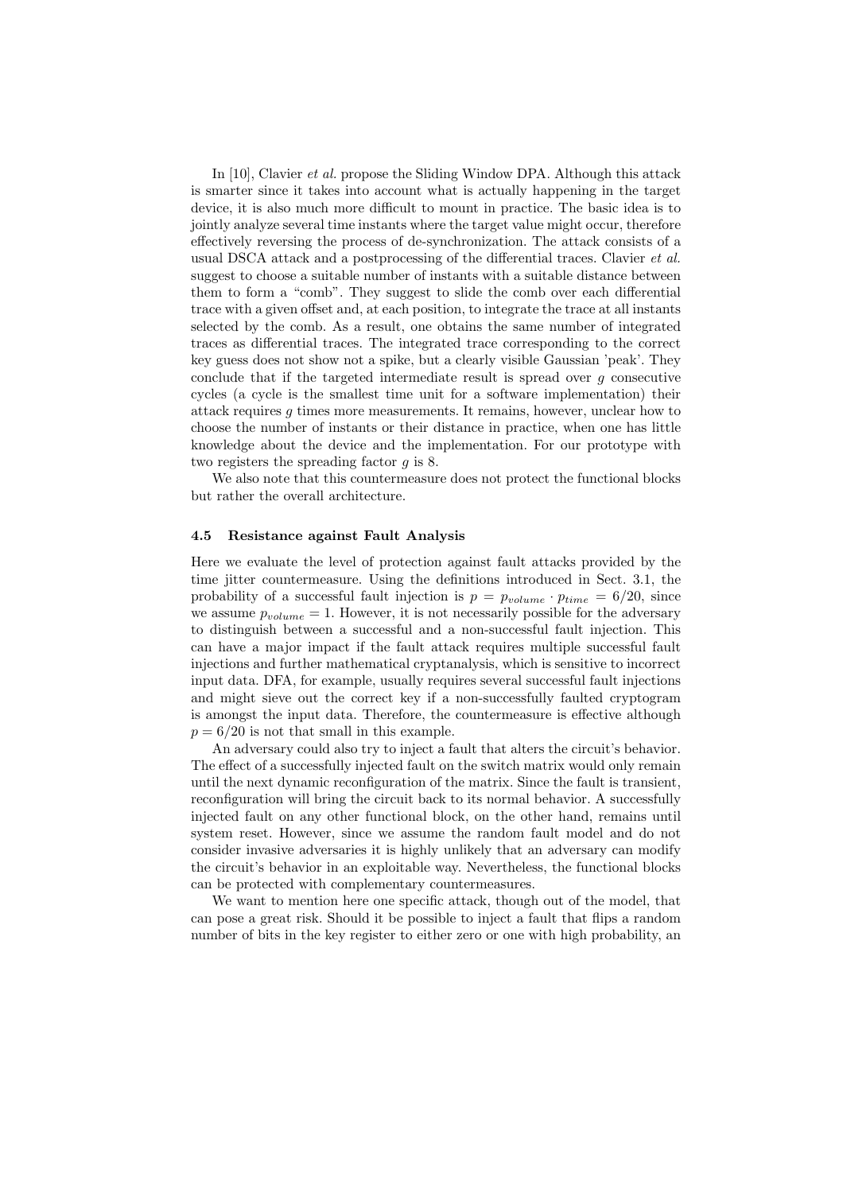In [10], Clavier *et al.* propose the Sliding Window DPA. Although this attack is smarter since it takes into account what is actually happening in the target device, it is also much more difficult to mount in practice. The basic idea is to jointly analyze several time instants where the target value might occur, therefore effectively reversing the process of de-synchronization. The attack consists of a usual DSCA attack and a postprocessing of the differential traces. Clavier *et al.* suggest to choose a suitable number of instants with a suitable distance between them to form a "comb". They suggest to slide the comb over each differential trace with a given offset and, at each position, to integrate the trace at all instants selected by the comb. As a result, one obtains the same number of integrated traces as differential traces. The integrated trace corresponding to the correct key guess does not show not a spike, but a clearly visible Gaussian 'peak'. They conclude that if the targeted intermediate result is spread over $g$ consecutive cycles (a cycle is the smallest time unit for a software implementation) their attack requires $g$ times more measurements. It remains, however, unclear how to choose the number of instants or their distance in practice, when one has little knowledge about the device and the implementation. For our prototype with two registers the spreading factor $g$ is 8.

We also note that this countermeasure does not protect the functional blocks but rather the overall architecture.

### 4.5 Resistance against Fault Analysis

Here we evaluate the level of protection against fault attacks provided by the time jitter countermeasure. Using the definitions introduced in Sect. 3.1, the probability of a successful fault injection is $p = p_{volume} \cdot p_{time} = 6/20$, since we assume $p_{volume} = 1$. However, it is not necessarily possible for the adversary to distinguish between a successful and a non-successful fault injection. This can have a major impact if the fault attack requires multiple successful fault injections and further mathematical cryptanalysis, which is sensitive to incorrect input data. DFA, for example, usually requires several successful fault injections and might sieve out the correct key if a non-successfully faulted cryptogram is amongst the input data. Therefore, the countermeasure is effective although $p = 6/20$ is not that small in this example.

An adversary could also try to inject a fault that alters the circuit's behavior. The effect of a successfully injected fault on the switch matrix would only remain until the next dynamic reconfiguration of the matrix. Since the fault is transient, reconfiguration will bring the circuit back to its normal behavior. A successfully injected fault on any other functional block, on the other hand, remains until system reset. However, since we assume the random fault model and do not consider invasive adversaries it is highly unlikely that an adversary can modify the circuit's behavior in an exploitable way. Nevertheless, the functional blocks can be protected with complementary countermeasures.

We want to mention here one specific attack, though out of the model, that can pose a great risk. Should it be possible to inject a fault that flips a random number of bits in the key register to either zero or one with high probability, an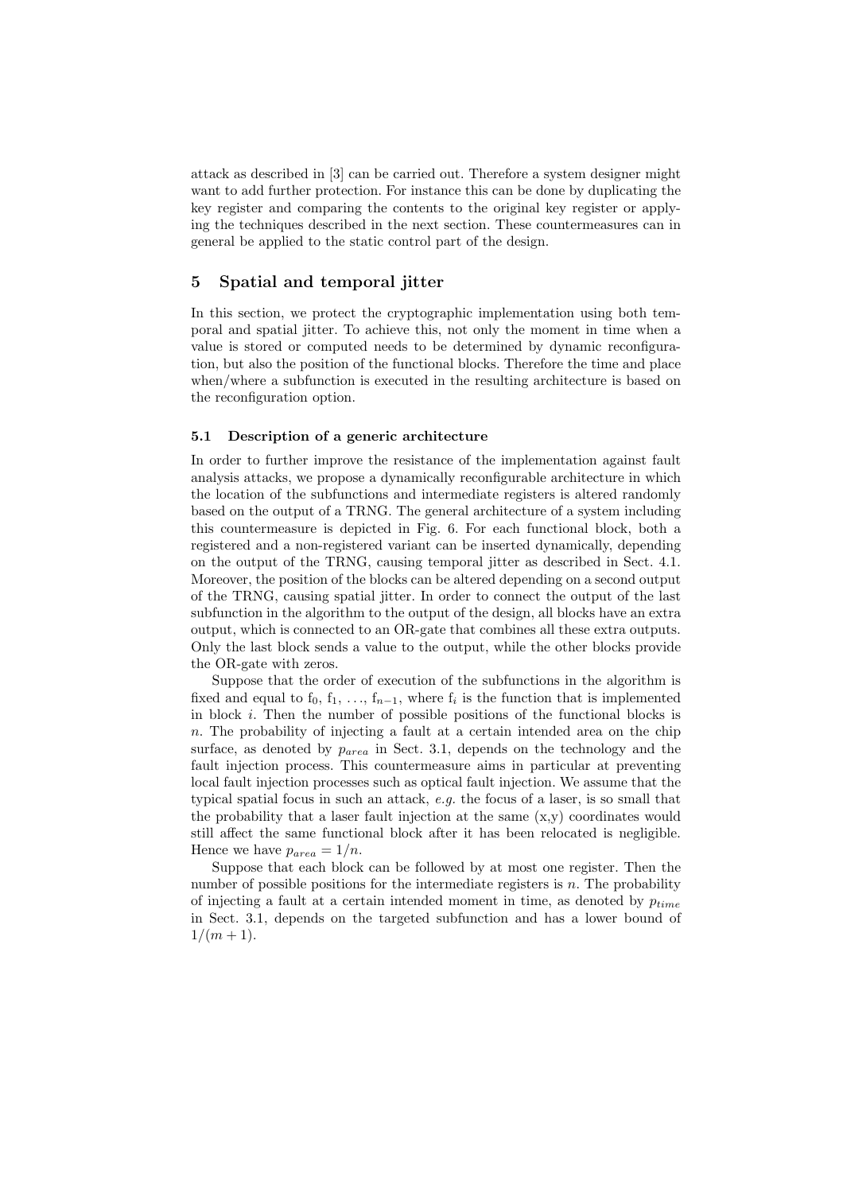attack as described in [3] can be carried out. Therefore a system designer might want to add further protection. For instance this can be done by duplicating the key register and comparing the contents to the original key register or applying the techniques described in the next section. These countermeasures can in general be applied to the static control part of the design.

## 5 Spatial and temporal jitter

In this section, we protect the cryptographic implementation using both temporal and spatial jitter. To achieve this, not only the moment in time when a value is stored or computed needs to be determined by dynamic reconfiguration, but also the position of the functional blocks. Therefore the time and place when/where a subfunction is executed in the resulting architecture is based on the reconfiguration option.

### 5.1 Description of a generic architecture

In order to further improve the resistance of the implementation against fault analysis attacks, we propose a dynamically reconfigurable architecture in which the location of the subfunctions and intermediate registers is altered randomly based on the output of a TRNG. The general architecture of a system including this countermeasure is depicted in Fig. 6. For each functional block, both a registered and a non-registered variant can be inserted dynamically, depending on the output of the TRNG, causing temporal jitter as described in Sect. 4.1. Moreover, the position of the blocks can be altered depending on a second output of the TRNG, causing spatial jitter. In order to connect the output of the last subfunction in the algorithm to the output of the design, all blocks have an extra output, which is connected to an OR-gate that combines all these extra outputs. Only the last block sends a value to the output, while the other blocks provide the OR-gate with zeros.

Suppose that the order of execution of the subfunctions in the algorithm is fixed and equal to $f_0$, $f_1$, ..., $f_{n-1}$, where $f_i$ is the function that is implemented in block $i$. Then the number of possible positions of the functional blocks is $n$. The probability of injecting a fault at a certain intended area on the chip surface, as denoted by $p_{area}$ in Sect. 3.1, depends on the technology and the fault injection process. This countermeasure aims in particular at preventing local fault injection processes such as optical fault injection. We assume that the typical spatial focus in such an attack, *e.g.* the focus of a laser, is so small that the probability that a laser fault injection at the same (x,y) coordinates would still affect the same functional block after it has been relocated is negligible. Hence we have $p_{area} = 1/n$.

Suppose that each block can be followed by at most one register. Then the number of possible positions for the intermediate registers is $n$. The probability of injecting a fault at a certain intended moment in time, as denoted by $p_{time}$ in Sect. 3.1, depends on the targeted subfunction and has a lower bound of $1/(m+1)$.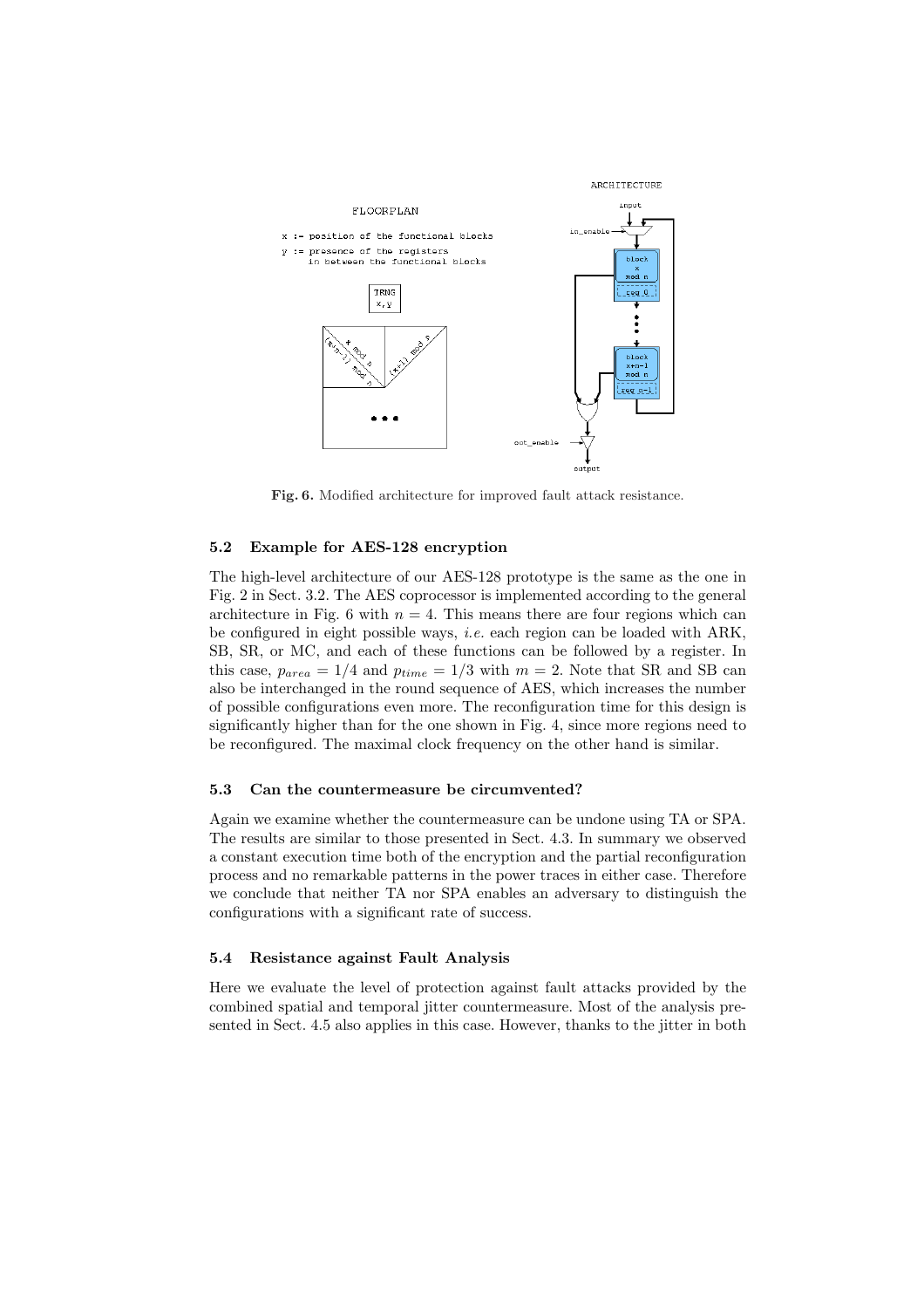**Fig. 6.** Modified architecture for improved fault attack resistance.

### 5.2 Example for AES-128 encryption

The high-level architecture of our AES-128 prototype is the same as the one in Fig. 2 in Sect. 3.2. The AES coprocessor is implemented according to the general architecture in Fig. 6 with $n = 4$. This means there are four regions which can be configured in eight possible ways, *i.e.* each region can be loaded with ARK, SB, SR, or MC, and each of these functions can be followed by a register. In this case, $p_{area} = 1/4$ and $p_{time} = 1/3$ with $m = 2$. Note that SR and SB can also be interchanged in the round sequence of AES, which increases the number of possible configurations even more. The reconfiguration time for this design is significantly higher than for the one shown in Fig. 4, since more regions need to be reconfigured. The maximal clock frequency on the other hand is similar.

### 5.3 Can the countermeasure be circumvented?

Again we examine whether the countermeasure can be undone using TA or SPA. The results are similar to those presented in Sect. 4.3. In summary we observed a constant execution time both of the encryption and the partial reconfiguration process and no remarkable patterns in the power traces in either case. Therefore we conclude that neither TA nor SPA enables an adversary to distinguish the configurations with a significant rate of success.

### 5.4 Resistance against Fault Analysis

Here we evaluate the level of protection against fault attacks provided by the combined spatial and temporal jitter countermeasure. Most of the analysis presented in Sect. 4.5 also applies in this case. However, thanks to the jitter in both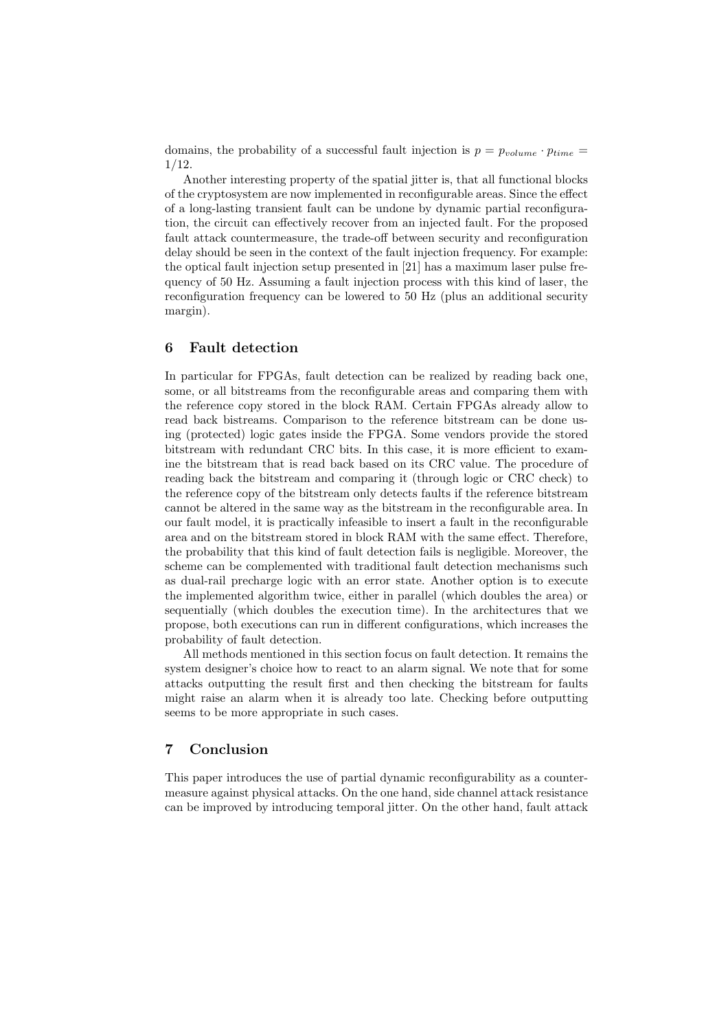domains, the probability of a successful fault injection is $p = p_{volume} \cdot p_{time} = 1/12$.

Another interesting property of the spatial jitter is, that all functional blocks of the cryptosystem are now implemented in reconfigurable areas. Since the effect of a long-lasting transient fault can be undone by dynamic partial reconfiguration, the circuit can effectively recover from an injected fault. For the proposed fault attack countermeasure, the trade-off between security and reconfiguration delay should be seen in the context of the fault injection frequency. For example: the optical fault injection setup presented in [21] has a maximum laser pulse frequency of 50 Hz. Assuming a fault injection process with this kind of laser, the reconfiguration frequency can be lowered to 50 Hz (plus an additional security margin).

## 6 Fault detection

In particular for FPGAs, fault detection can be realized by reading back one, some, or all bitstreams from the reconfigurable areas and comparing them with the reference copy stored in the block RAM. Certain FPGAs already allow to read back bistreams. Comparison to the reference bitstream can be done using (protected) logic gates inside the FPGA. Some vendors provide the stored bitstream with redundant CRC bits. In this case, it is more efficient to examine the bitstream that is read back based on its CRC value. The procedure of reading back the bitstream and comparing it (through logic or CRC check) to the reference copy of the bitstream only detects faults if the reference bitstream cannot be altered in the same way as the bitstream in the reconfigurable area. In our fault model, it is practically infeasible to insert a fault in the reconfigurable area and on the bitstream stored in block RAM with the same effect. Therefore, the probability that this kind of fault detection fails is negligible. Moreover, the scheme can be complemented with traditional fault detection mechanisms such as dual-rail precharge logic with an error state. Another option is to execute the implemented algorithm twice, either in parallel (which doubles the area) or sequentially (which doubles the execution time). In the architectures that we propose, both executions can run in different configurations, which increases the probability of fault detection.

All methods mentioned in this section focus on fault detection. It remains the system designer's choice how to react to an alarm signal. We note that for some attacks outputting the result first and then checking the bitstream for faults might raise an alarm when it is already too late. Checking before outputting seems to be more appropriate in such cases.

## 7 Conclusion

This paper introduces the use of partial dynamic reconfigurability as a countermeasure against physical attacks. On the one hand, side channel attack resistance can be improved by introducing temporal jitter. On the other hand, fault attack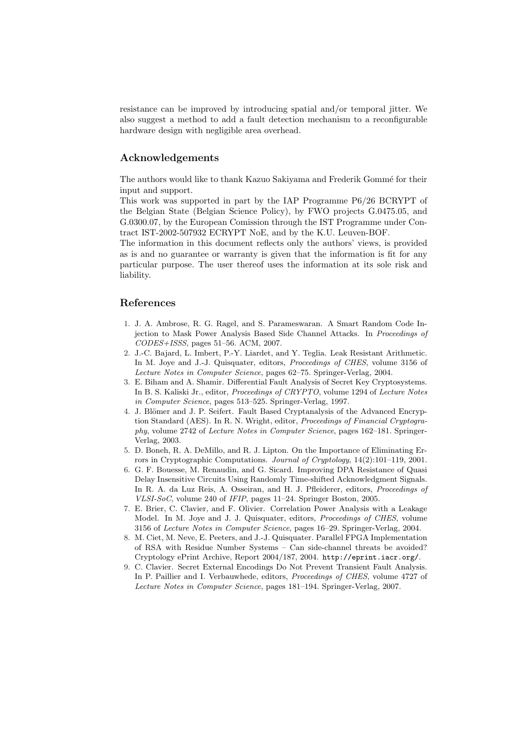resistance can be improved by introducing spatial and/or temporal jitter. We also suggest a method to add a fault detection mechanism to a reconfigurable hardware design with negligible area overhead.

## Acknowledgements

The authors would like to thank Kazuo Sakiyama and Frederik Gommé for their input and support.
This work was supported in part by the IAP Programme P6/26 BCRYPT of the Belgian State (Belgian Science Policy), by FWO projects G.0475.05, and G.0300.07, by the European Comission through the IST Programme under Contract IST-2002-507932 ECRYPT NoE, and by the K.U. Leuven-BOF.
The information in this document reflects only the authors' views, is provided as is and no guarantee or warranty is given that the information is fit for any particular purpose. The user thereof uses the information at its sole risk and liability.

## References

1. J. A. Ambrose, R. G. Ragel, and S. Parameswaran. A Smart Random Code Injection to Mask Power Analysis Based Side Channel Attacks. In *Proceedings of CODES+ISSS*, pages 51–56. ACM, 2007.
2. J.-C. Bajard, L. Imbert, P.-Y. Liardet, and Y. Teglia. Leak Resistant Arithmetic. In M. Joye and J.-J. Quisquater, editors, *Proceedings of CHES*, volume 3156 of *Lecture Notes in Computer Science*, pages 62–75. Springer-Verlag, 2004.
3. E. Biham and A. Shamir. Differential Fault Analysis of Secret Key Cryptosystems. In B. S. Kaliski Jr., editor, *Proceedings of CRYPTO*, volume 1294 of *Lecture Notes in Computer Science*, pages 513–525. Springer-Verlag, 1997.
4. J. Blömer and J. P. Seifert. Fault Based Cryptanalysis of the Advanced Encryption Standard (AES). In R. N. Wright, editor, *Proceedings of Financial Cryptography*, volume 2742 of *Lecture Notes in Computer Science*, pages 162–181. Springer-Verlag, 2003.
5. D. Boneh, R. A. DeMillo, and R. J. Lipton. On the Importance of Eliminating Errors in Cryptographic Computations. *Journal of Cryptology*, 14(2):101–119, 2001.
6. G. F. Bouesse, M. Renaudin, and G. Sicard. Improving DPA Resistance of Quasi Delay Insensitive Circuits Using Randomly Time-shifted Acknowledgment Signals. In R. A. da Luz Reis, A. Osseiran, and H. J. Pfleiderer, editors, *Proceedings of VLSI-SoC*, volume 240 of *IFIP*, pages 11–24. Springer Boston, 2005.
7. E. Brier, C. Clavier, and F. Olivier. Correlation Power Analysis with a Leakage Model. In M. Joye and J. J. Quisquater, editors, *Proceedings of CHES*, volume 3156 of *Lecture Notes in Computer Science*, pages 16–29. Springer-Verlag, 2004.
8. M. Ciet, M. Neve, E. Peeters, and J.-J. Quisquater. Parallel FPGA Implementation of RSA with Residue Number Systems – Can side-channel threats be avoided? Cryptology ePrint Archive, Report 2004/187, 2004. `http://eprint.iacr.org/`.
9. C. Clavier. Secret External Encodings Do Not Prevent Transient Fault Analysis. In P. Paillier and I. Verbauwhede, editors, *Proceedings of CHES*, volume 4727 of *Lecture Notes in Computer Science*, pages 181–194. Springer-Verlag, 2007.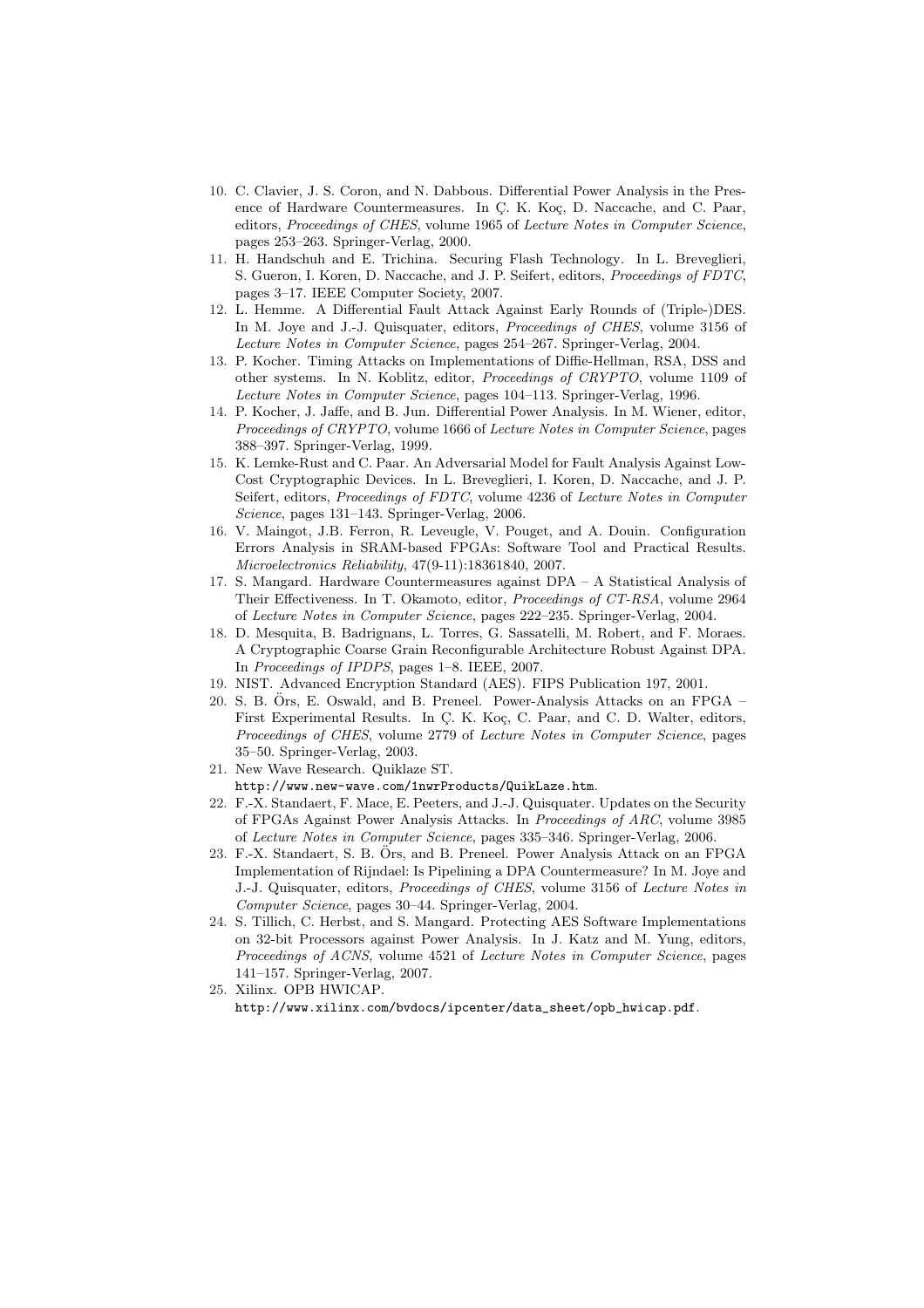10. C. Clavier, J. S. Coron, and N. Dabbous. Differential Power Analysis in the Presence of Hardware Countermeasures. In Ç. K. Koç, D. Naccache, and C. Paar, editors, *Proceedings of CHES*, volume 1965 of *Lecture Notes in Computer Science*, pages 253–263. Springer-Verlag, 2000.
11. H. Handschuh and E. Trichina. Securing Flash Technology. In L. Breveglieri, S. Gueron, I. Koren, D. Naccache, and J. P. Seifert, editors, *Proceedings of FDTC*, pages 3–17. IEEE Computer Society, 2007.
12. L. Hemme. A Differential Fault Attack Against Early Rounds of (Triple-)DES. In M. Joye and J.-J. Quisquater, editors, *Proceedings of CHES*, volume 3156 of *Lecture Notes in Computer Science*, pages 254–267. Springer-Verlag, 2004.
13. P. Kocher. Timing Attacks on Implementations of Diffie-Hellman, RSA, DSS and other systems. In N. Koblitz, editor, *Proceedings of CRYPTO*, volume 1109 of *Lecture Notes in Computer Science*, pages 104–113. Springer-Verlag, 1996.
14. P. Kocher, J. Jaffe, and B. Jun. Differential Power Analysis. In M. Wiener, editor, *Proceedings of CRYPTO*, volume 1666 of *Lecture Notes in Computer Science*, pages 388–397. Springer-Verlag, 1999.
15. K. Lemke-Rust and C. Paar. An Adversarial Model for Fault Analysis Against Low-Cost Cryptographic Devices. In L. Breveglieri, I. Koren, D. Naccache, and J. P. Seifert, editors, *Proceedings of FDTC*, volume 4236 of *Lecture Notes in Computer Science*, pages 131–143. Springer-Verlag, 2006.
16. V. Maingot, J.B. Ferron, R. Leveugle, V. Pouget, and A. Douin. Configuration Errors Analysis in SRAM-based FPGAs: Software Tool and Practical Results. *Microelectronics Reliability*, 47(9-11):18361840, 2007.
17. S. Mangard. Hardware Countermeasures against DPA – A Statistical Analysis of Their Effectiveness. In T. Okamoto, editor, *Proceedings of CT-RSA*, volume 2964 of *Lecture Notes in Computer Science*, pages 222–235. Springer-Verlag, 2004.
18. D. Mesquita, B. Badrignans, L. Torres, G. Sassatelli, M. Robert, and F. Moraes. A Cryptographic Coarse Grain Reconfigurable Architecture Robust Against DPA. In *Proceedings of IPDPS*, pages 1–8. IEEE, 2007.
19. NIST. Advanced Encryption Standard (AES). FIPS Publication 197, 2001.
20. S. B. Örs, E. Oswald, and B. Preneel. Power-Analysis Attacks on an FPGA – First Experimental Results. In Ç. K. Koç, C. Paar, and C. D. Walter, editors, *Proceedings of CHES*, volume 2779 of *Lecture Notes in Computer Science*, pages 35–50. Springer-Verlag, 2003.
21. New Wave Research. Quiklaze ST. http://www.new-wave.com/1nwrProducts/QuikLaze.htm.
22. F.-X. Standaert, F. Mace, E. Peeters, and J.-J. Quisquater. Updates on the Security of FPGAs Against Power Analysis Attacks. In *Proceedings of ARC*, volume 3985 of *Lecture Notes in Computer Science*, pages 335–346. Springer-Verlag, 2006.
23. F.-X. Standaert, S. B. Örs, and B. Preneel. Power Analysis Attack on an FPGA Implementation of Rijndael: Is Pipelining a DPA Countermeasure? In M. Joye and J.-J. Quisquater, editors, *Proceedings of CHES*, volume 3156 of *Lecture Notes in Computer Science*, pages 30–44. Springer-Verlag, 2004.
24. S. Tillich, C. Herbst, and S. Mangard. Protecting AES Software Implementations on 32-bit Processors against Power Analysis. In J. Katz and M. Yung, editors, *Proceedings of ACNS*, volume 4521 of *Lecture Notes in Computer Science*, pages 141–157. Springer-Verlag, 2007.
25. Xilinx. OPB HWICAP. http://www.xilinx.com/bvdocs/ipcenter/data_sheet/opb_hwicap.pdf.